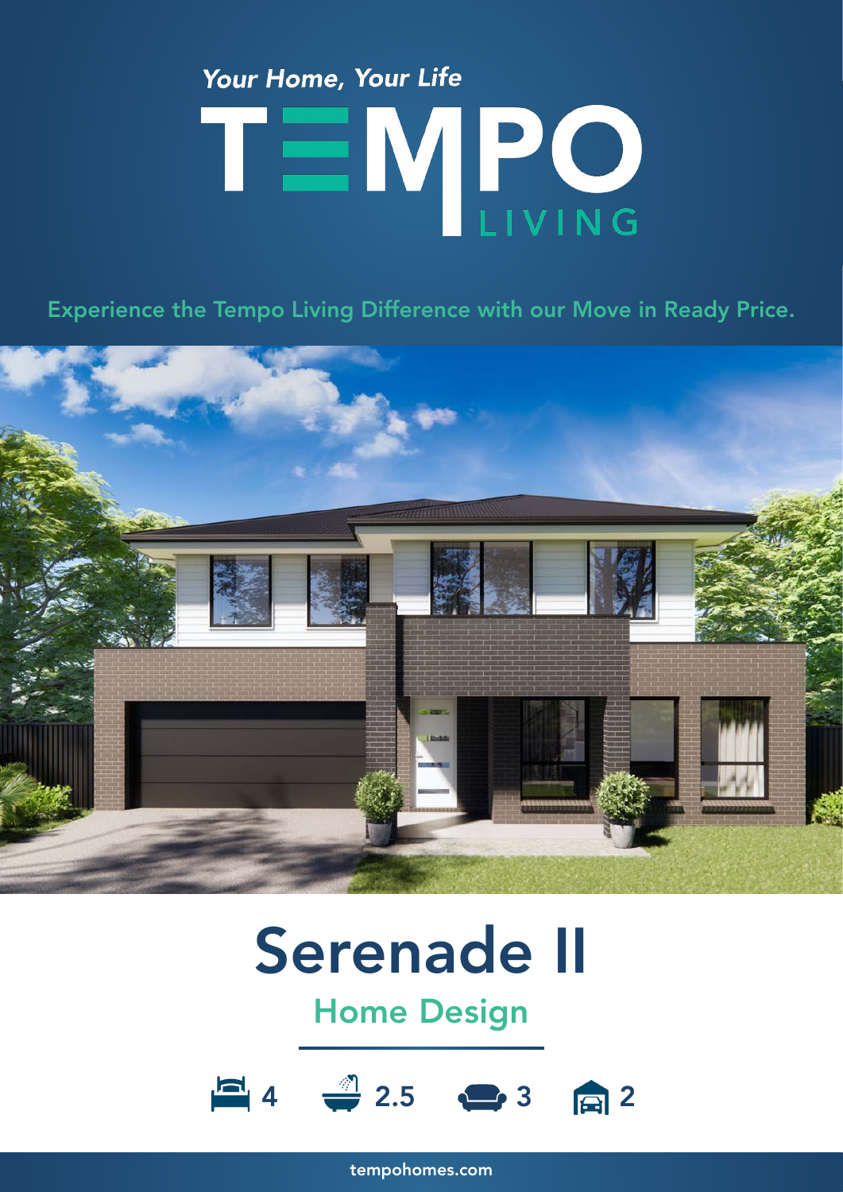*Your Home, Your Life*

# TEMPO LIVING

Experience the Tempo Living Difference with our Move in Ready Price.

# Serenade II

## Home Design

4 | 2.5 | 3 | 2

tempohomes.com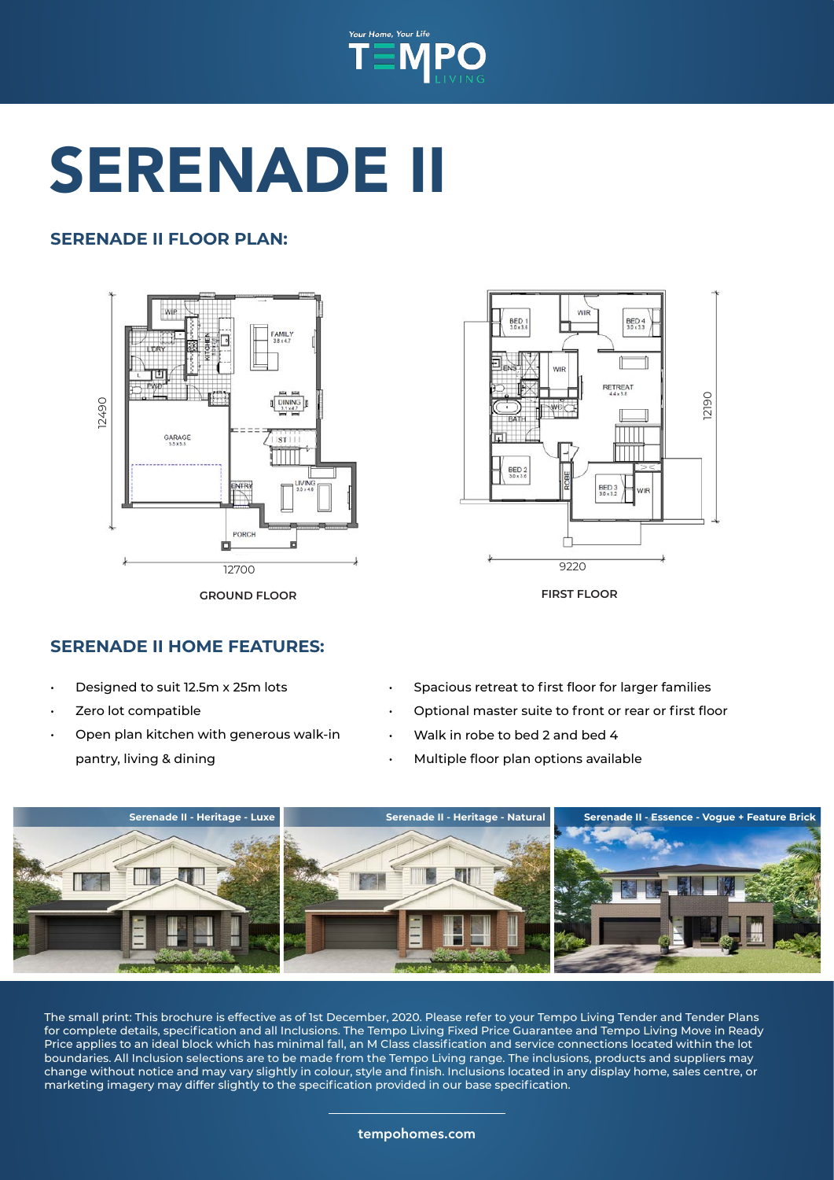# SERENADE II

## SERENADE II FLOOR PLAN:

GROUND FLOOR

FIRST FLOOR

## SERENADE II HOME FEATURES:

- Designed to suit 12.5m x 25m lots
- Zero lot compatible
- Open plan kitchen with generous walk-in pantry, living & dining
- Spacious retreat to first floor for larger families
- Optional master suite to front or rear or first floor
- Walk in robe to bed 2 and bed 4
- Multiple floor plan options available

Serenade II - Heritage - Luxe

Serenade II - Heritage - Natural

Serenade II - Essence - Vogue + Feature Brick

The small print: This brochure is effective as of 1st December, 2020. Please refer to your Tempo Living Tender and Tender Plans for complete details, specification and all Inclusions. The Tempo Living Fixed Price Guarantee and Tempo Living Move in Ready Price applies to an ideal block which has minimal fall, an M Class classification and service connections located within the lot boundaries. All Inclusion selections are to be made from the Tempo Living range. The inclusions, products and suppliers may change without notice and may vary slightly in colour, style and finish. Inclusions located in any display home, sales centre, or marketing imagery may differ slightly to the specification provided in our base specification.

tempohomes.com